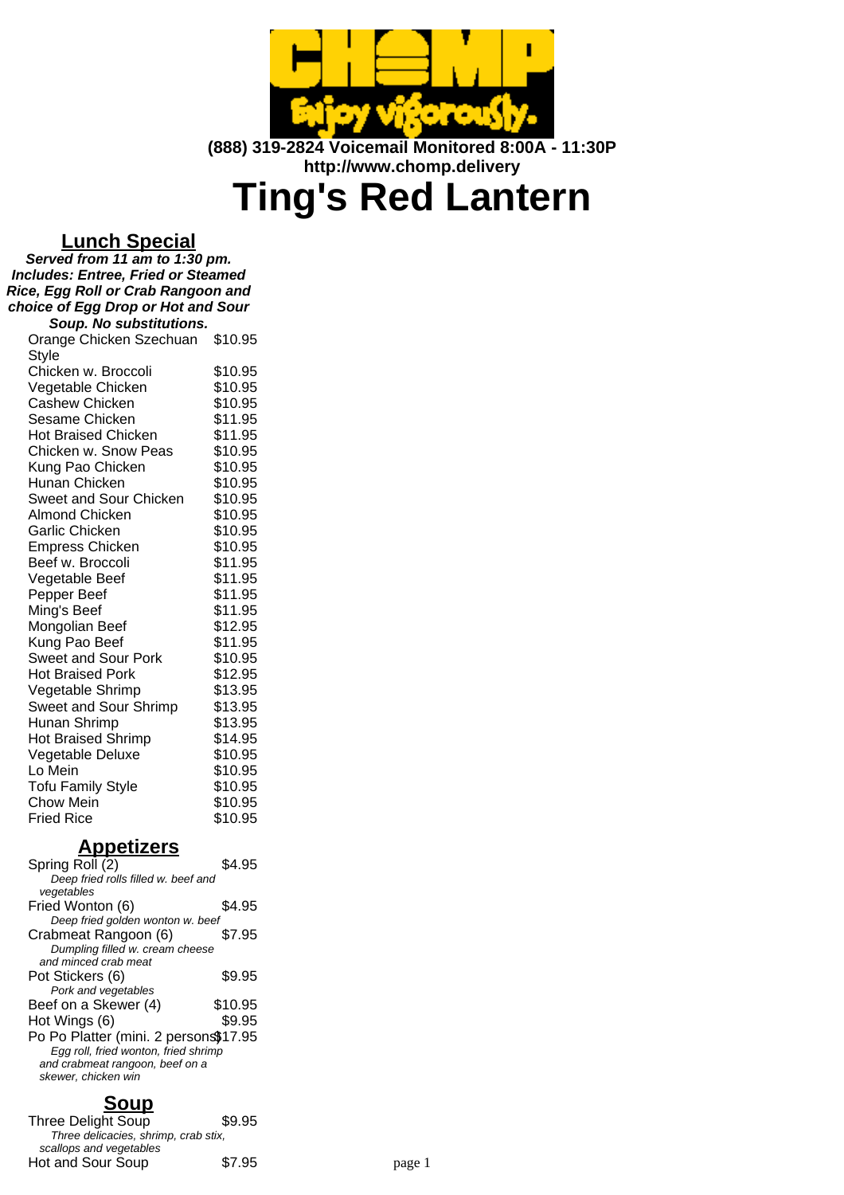**(888) 319-2824 Voicemail Monitored 8:00A - 11:30P**
**http://www.chomp.delivery**

# Ting's Red Lantern

## Lunch Special

***Served from 11 am to 1:30 pm. Includes: Entree, Fried or Steamed Rice, Egg Roll or Crab Rangoon and choice of Egg Drop or Hot and Sour Soup. No substitutions.***

| Item | Price |
|---|---|
| Orange Chicken Szechuan Style | $10.95 |
| Chicken w. Broccoli | $10.95 |
| Vegetable Chicken | $10.95 |
| Cashew Chicken | $10.95 |
| Sesame Chicken | $11.95 |
| Hot Braised Chicken | $11.95 |
| Chicken w. Snow Peas | $10.95 |
| Kung Pao Chicken | $10.95 |
| Hunan Chicken | $10.95 |
| Sweet and Sour Chicken | $10.95 |
| Almond Chicken | $10.95 |
| Garlic Chicken | $10.95 |
| Empress Chicken | $10.95 |
| Beef w. Broccoli | $11.95 |
| Vegetable Beef | $11.95 |
| Pepper Beef | $11.95 |
| Ming's Beef | $11.95 |
| Mongolian Beef | $12.95 |
| Kung Pao Beef | $11.95 |
| Sweet and Sour Pork | $10.95 |
| Hot Braised Pork | $12.95 |
| Vegetable Shrimp | $13.95 |
| Sweet and Sour Shrimp | $13.95 |
| Hunan Shrimp | $13.95 |
| Hot Braised Shrimp | $14.95 |
| Vegetable Deluxe | $10.95 |
| Lo Mein | $10.95 |
| Tofu Family Style | $10.95 |
| Chow Mein | $10.95 |
| Fried Rice | $10.95 |

## Appetizers

Spring Roll (2) — $4.95
*Deep fried rolls filled w. beef and vegetables*

Fried Wonton (6) — $4.95
*Deep fried golden wonton w. beef*

Crabmeat Rangoon (6) — $7.95
*Dumpling filled w. cream cheese and minced crab meat*

Pot Stickers (6) — $9.95
*Pork and vegetables*

Beef on a Skewer (4) — $10.95

Hot Wings (6) — $9.95

Po Po Platter (mini. 2 persons) — $17.95
*Egg roll, fried wonton, fried shrimp and crabmeat rangoon, beef on a skewer, chicken win*

## Soup

Three Delight Soup — $9.95
*Three delicacies, shrimp, crab stix, scallops and vegetables*

Hot and Sour Soup — $7.95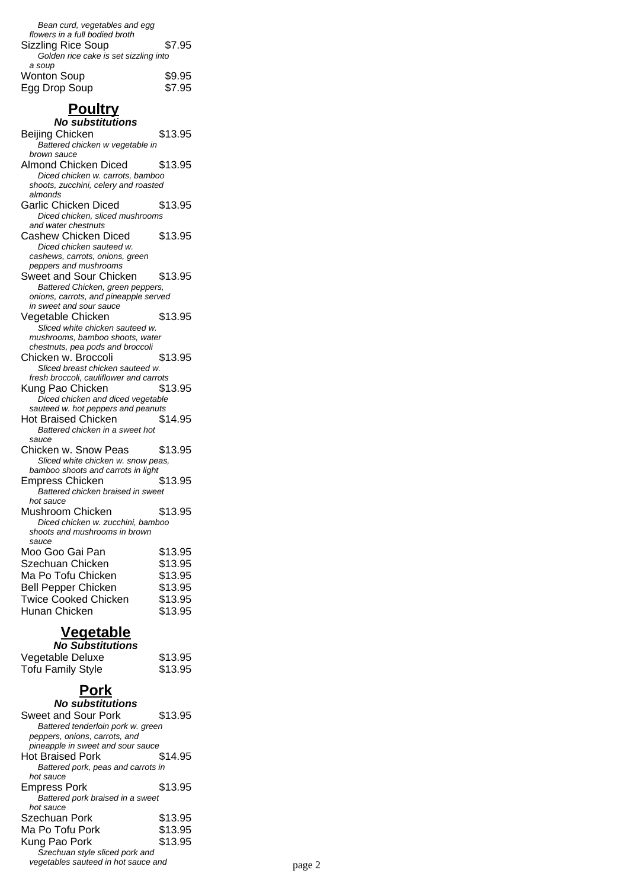*Bean curd, vegetables and egg flowers in a full bodied broth*

Sizzling Rice Soup $7.95

*Golden rice cake is set sizzling into a soup*

Wonton Soup $9.95

Egg Drop Soup $7.95

## Poultry

***No substitutions***

Beijing Chicken $13.95

*Battered chicken w vegetable in brown sauce*

Almond Chicken Diced $13.95

*Diced chicken w. carrots, bamboo shoots, zucchini, celery and roasted almonds*

Garlic Chicken Diced $13.95

*Diced chicken, sliced mushrooms and water chestnuts*

Cashew Chicken Diced $13.95

*Diced chicken sauteed w. cashews, carrots, onions, green peppers and mushrooms*

Sweet and Sour Chicken $13.95

*Battered Chicken, green peppers, onions, carrots, and pineapple served in sweet and sour sauce*

Vegetable Chicken $13.95

*Sliced white chicken sauteed w. mushrooms, bamboo shoots, water chestnuts, pea pods and broccoli*

Chicken w. Broccoli $13.95

*Sliced breast chicken sauteed w. fresh broccoli, cauliflower and carrots*

Kung Pao Chicken $13.95

*Diced chicken and diced vegetable sauteed w. hot peppers and peanuts*

Hot Braised Chicken $14.95

*Battered chicken in a sweet hot sauce*

Chicken w. Snow Peas $13.95

*Sliced white chicken w. snow peas, bamboo shoots and carrots in light*

Empress Chicken $13.95

*Battered chicken braised in sweet hot sauce*

Mushroom Chicken $13.95

*Diced chicken w. zucchini, bamboo shoots and mushrooms in brown sauce*

Moo Goo Gai Pan $13.95

Szechuan Chicken $13.95

Ma Po Tofu Chicken $13.95

Bell Pepper Chicken $13.95

Twice Cooked Chicken $13.95

Hunan Chicken $13.95

## Vegetable

***No Substitutions***

Vegetable Deluxe $13.95

Tofu Family Style $13.95

## Pork

***No substitutions***

Sweet and Sour Pork $13.95

*Battered tenderloin pork w. green peppers, onions, carrots, and pineapple in sweet and sour sauce*

Hot Braised Pork $14.95

*Battered pork, peas and carrots in hot sauce*

Empress Pork $13.95

*Battered pork braised in a sweet hot sauce*

Szechuan Pork $13.95

Ma Po Tofu Pork $13.95

Kung Pao Pork $13.95

*Szechuan style sliced pork and vegetables sauteed in hot sauce and*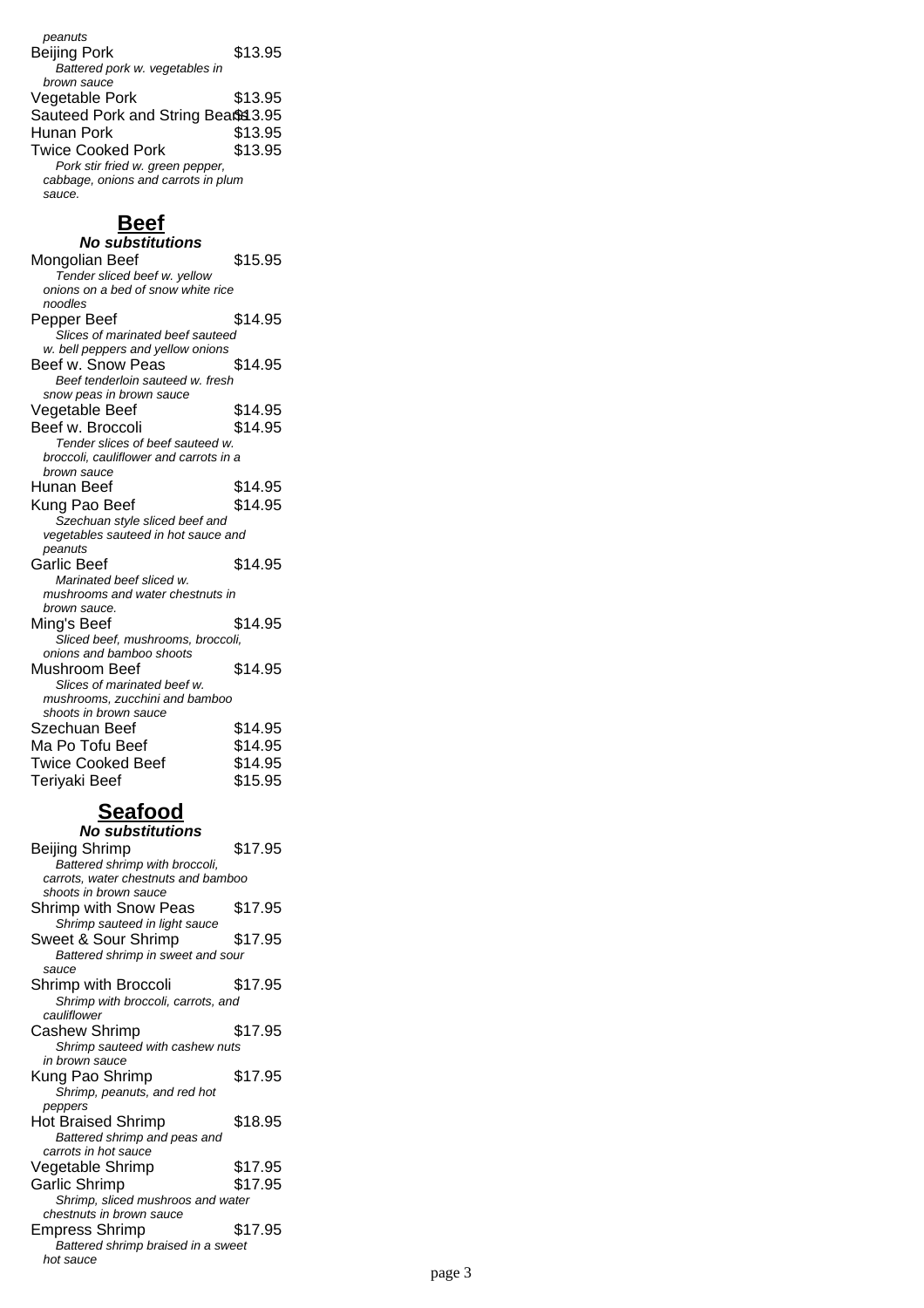*peanuts*

Beijing Pork $13.95
*Battered pork w. vegetables in brown sauce*

Vegetable Pork $13.95

Sauteed Pork and String Beans $13.95

Hunan Pork $13.95

Twice Cooked Pork $13.95
*Pork stir fried w. green pepper, cabbage, onions and carrots in plum sauce.*

## Beef

***No substitutions***

Mongolian Beef $15.95
*Tender sliced beef w. yellow onions on a bed of snow white rice noodles*

Pepper Beef $14.95
*Slices of marinated beef sauteed w. bell peppers and yellow onions*

Beef w. Snow Peas $14.95
*Beef tenderloin sauteed w. fresh snow peas in brown sauce*

Vegetable Beef $14.95

Beef w. Broccoli $14.95
*Tender slices of beef sauteed w. broccoli, cauliflower and carrots in a brown sauce*

Hunan Beef $14.95

Kung Pao Beef $14.95
*Szechuan style sliced beef and vegetables sauteed in hot sauce and peanuts*

Garlic Beef $14.95
*Marinated beef sliced w. mushrooms and water chestnuts in brown sauce.*

Ming's Beef $14.95
*Sliced beef, mushrooms, broccoli, onions and bamboo shoots*

Mushroom Beef $14.95
*Slices of marinated beef w. mushrooms, zucchini and bamboo shoots in brown sauce*

Szechuan Beef $14.95

Ma Po Tofu Beef $14.95

Twice Cooked Beef $14.95

Teriyaki Beef $15.95

## Seafood

***No substitutions***

Beijing Shrimp $17.95
*Battered shrimp with broccoli, carrots, water chestnuts and bamboo shoots in brown sauce*

Shrimp with Snow Peas $17.95
*Shrimp sauteed in light sauce*

Sweet & Sour Shrimp $17.95
*Battered shrimp in sweet and sour sauce*

Shrimp with Broccoli $17.95
*Shrimp with broccoli, carrots, and cauliflower*

Cashew Shrimp $17.95
*Shrimp sauteed with cashew nuts in brown sauce*

Kung Pao Shrimp $17.95
*Shrimp, peanuts, and red hot peppers*

Hot Braised Shrimp $18.95
*Battered shrimp and peas and carrots in hot sauce*

Vegetable Shrimp $17.95

Garlic Shrimp $17.95
*Shrimp, sliced mushroos and water chestnuts in brown sauce*

Empress Shrimp $17.95
*Battered shrimp braised in a sweet hot sauce*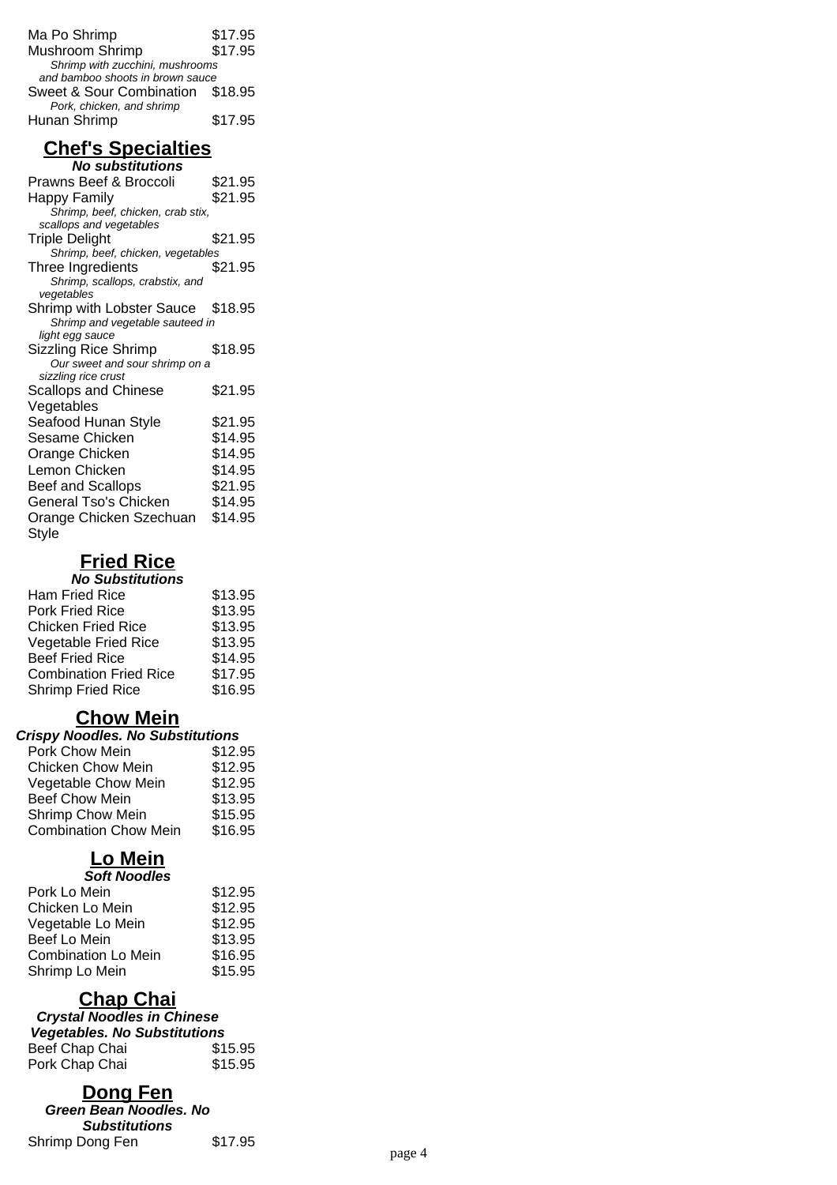| | |
|---|---|
| Ma Po Shrimp | $17.95 |
| Mushroom Shrimp | $17.95 |

*Shrimp with zucchini, mushrooms and bamboo shoots in brown sauce*

| | |
|---|---|
| Sweet & Sour Combination | $18.95 |

*Pork, chicken, and shrimp*

| | |
|---|---|
| Hunan Shrimp | $17.95 |

## Chef's Specialties

***No substitutions***

| | |
|---|---|
| Prawns Beef & Broccoli | $21.95 |
| Happy Family | $21.95 |

*Shrimp, beef, chicken, crab stix, scallops and vegetables*

| | |
|---|---|
| Triple Delight | $21.95 |

*Shrimp, beef, chicken, vegetables*

| | |
|---|---|
| Three Ingredients | $21.95 |

*Shrimp, scallops, crabstix, and vegetables*

| | |
|---|---|
| Shrimp with Lobster Sauce | $18.95 |

*Shrimp and vegetable sauteed in light egg sauce*

| | |
|---|---|
| Sizzling Rice Shrimp | $18.95 |

*Our sweet and sour shrimp on a sizzling rice crust*

| | |
|---|---|
| Scallops and Chinese Vegetables | $21.95 |
| Seafood Hunan Style | $21.95 |
| Sesame Chicken | $14.95 |
| Orange Chicken | $14.95 |
| Lemon Chicken | $14.95 |
| Beef and Scallops | $21.95 |
| General Tso's Chicken | $14.95 |
| Orange Chicken Szechuan Style | $14.95 |

## Fried Rice

***No Substitutions***

| | |
|---|---|
| Ham Fried Rice | $13.95 |
| Pork Fried Rice | $13.95 |
| Chicken Fried Rice | $13.95 |
| Vegetable Fried Rice | $13.95 |
| Beef Fried Rice | $14.95 |
| Combination Fried Rice | $17.95 |
| Shrimp Fried Rice | $16.95 |

## Chow Mein

***Crispy Noodles. No Substitutions***

| | |
|---|---|
| Pork Chow Mein | $12.95 |
| Chicken Chow Mein | $12.95 |
| Vegetable Chow Mein | $12.95 |
| Beef Chow Mein | $13.95 |
| Shrimp Chow Mein | $15.95 |
| Combination Chow Mein | $16.95 |

## Lo Mein

***Soft Noodles***

| | |
|---|---|
| Pork Lo Mein | $12.95 |
| Chicken Lo Mein | $12.95 |
| Vegetable Lo Mein | $12.95 |
| Beef Lo Mein | $13.95 |
| Combination Lo Mein | $16.95 |
| Shrimp Lo Mein | $15.95 |

## Chap Chai

***Crystal Noodles in Chinese Vegetables. No Substitutions***

| | |
|---|---|
| Beef Chap Chai | $15.95 |
| Pork Chap Chai | $15.95 |

## Dong Fen

***Green Bean Noodles. No Substitutions***

| | |
|---|---|
| Shrimp Dong Fen | $17.95 |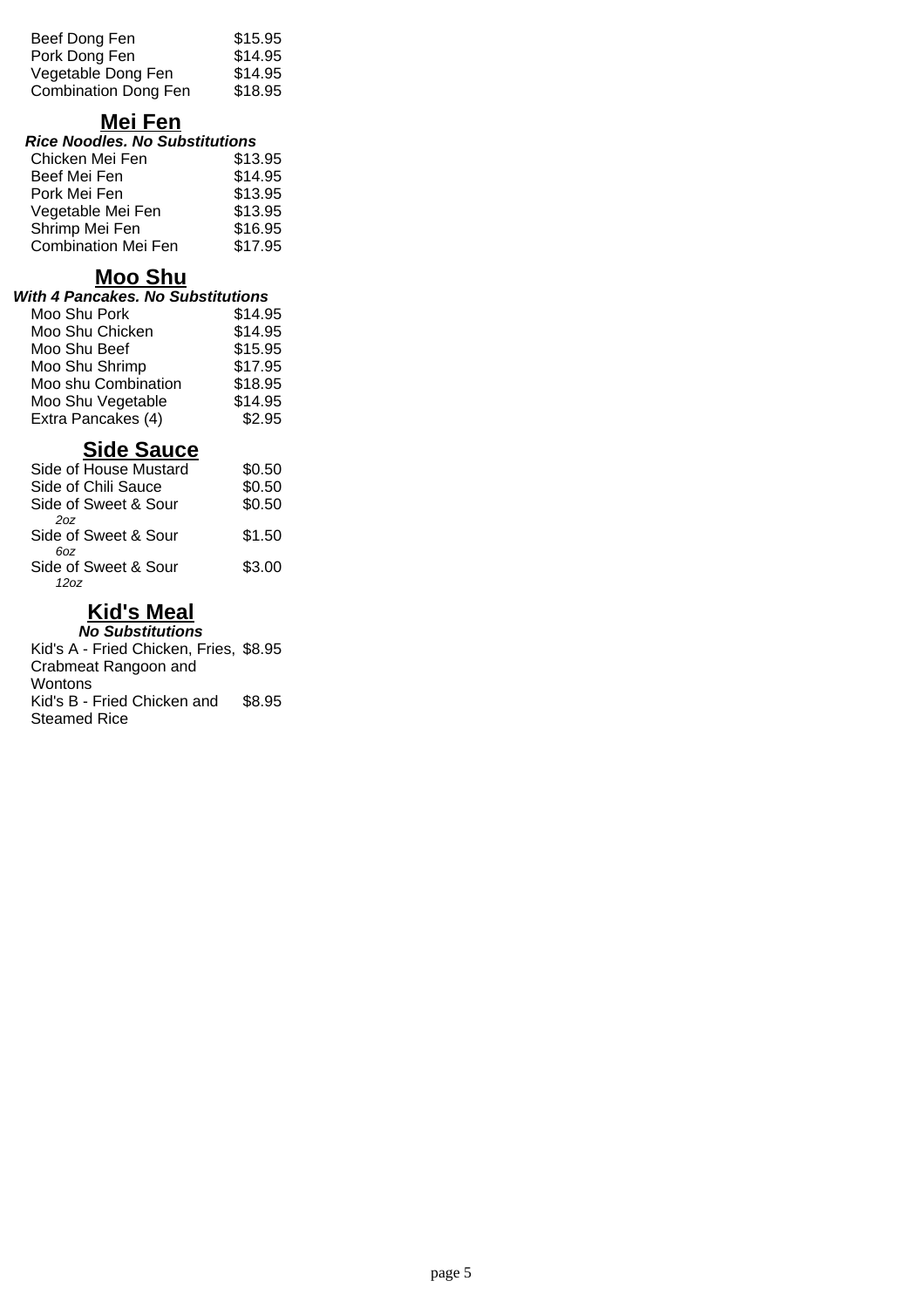| | |
|---|---|
| Beef Dong Fen | $15.95 |
| Pork Dong Fen | $14.95 |
| Vegetable Dong Fen | $14.95 |
| Combination Dong Fen | $18.95 |

## Mei Fen

***Rice Noodles. No Substitutions***

| | |
|---|---|
| Chicken Mei Fen | $13.95 |
| Beef Mei Fen | $14.95 |
| Pork Mei Fen | $13.95 |
| Vegetable Mei Fen | $13.95 |
| Shrimp Mei Fen | $16.95 |
| Combination Mei Fen | $17.95 |

## Moo Shu

***With 4 Pancakes. No Substitutions***

| | |
|---|---|
| Moo Shu Pork | $14.95 |
| Moo Shu Chicken | $14.95 |
| Moo Shu Beef | $15.95 |
| Moo Shu Shrimp | $17.95 |
| Moo shu Combination | $18.95 |
| Moo Shu Vegetable | $14.95 |
| Extra Pancakes (4) | $2.95 |

## Side Sauce

| | |
|---|---|
| Side of House Mustard | $0.50 |
| Side of Chili Sauce | $0.50 |
| Side of Sweet & Sour *2oz* | $0.50 |
| Side of Sweet & Sour *6oz* | $1.50 |
| Side of Sweet & Sour *12oz* | $3.00 |

## Kid's Meal

***No Substitutions***

| | |
|---|---|
| Kid's A - Fried Chicken, Fries, Crabmeat Rangoon and Wontons | $8.95 |
| Kid's B - Fried Chicken and Steamed Rice | $8.95 |